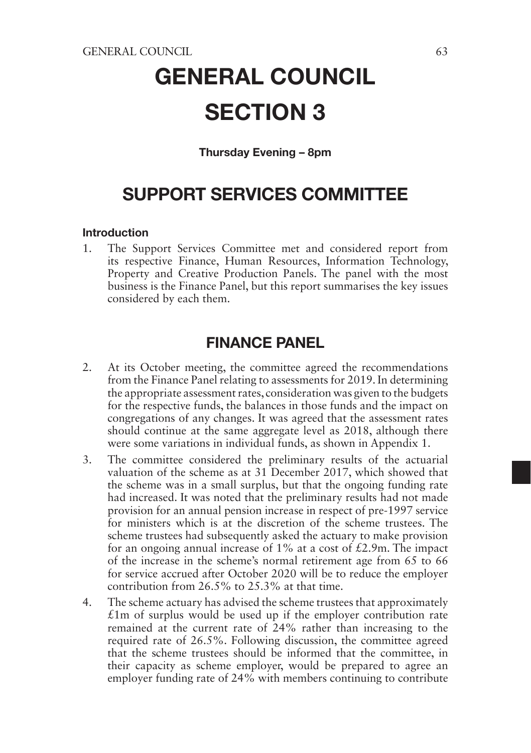# GENERAL COUNCIL

# SECTION 3

**Thursday Evening – 8pm**

## SUPPORT SERVICES COMMITTEE

### Introduction

1. The Support Services Committee met and considered report from its respective Finance, Human Resources, Information Technology, Property and Creative Production Panels. The panel with the most business is the Finance Panel, but this report summarises the key issues considered by each them.

## FINANCE PANEL

2. At its October meeting, the committee agreed the recommendations from the Finance Panel relating to assessments for 2019. In determining the appropriate assessment rates, consideration was given to the budgets for the respective funds, the balances in those funds and the impact on congregations of any changes. It was agreed that the assessment rates should continue at the same aggregate level as 2018, although there were some variations in individual funds, as shown in Appendix 1.

3. The committee considered the preliminary results of the actuarial valuation of the scheme as at 31 December 2017, which showed that the scheme was in a small surplus, but that the ongoing funding rate had increased. It was noted that the preliminary results had not made provision for an annual pension increase in respect of pre-1997 service for ministers which is at the discretion of the scheme trustees. The scheme trustees had subsequently asked the actuary to make provision for an ongoing annual increase of 1% at a cost of £2.9m. The impact of the increase in the scheme's normal retirement age from 65 to 66 for service accrued after October 2020 will be to reduce the employer contribution from 26.5% to 25.3% at that time.

4. The scheme actuary has advised the scheme trustees that approximately £1m of surplus would be used up if the employer contribution rate remained at the current rate of 24% rather than increasing to the required rate of 26.5%. Following discussion, the committee agreed that the scheme trustees should be informed that the committee, in their capacity as scheme employer, would be prepared to agree an employer funding rate of 24% with members continuing to contribute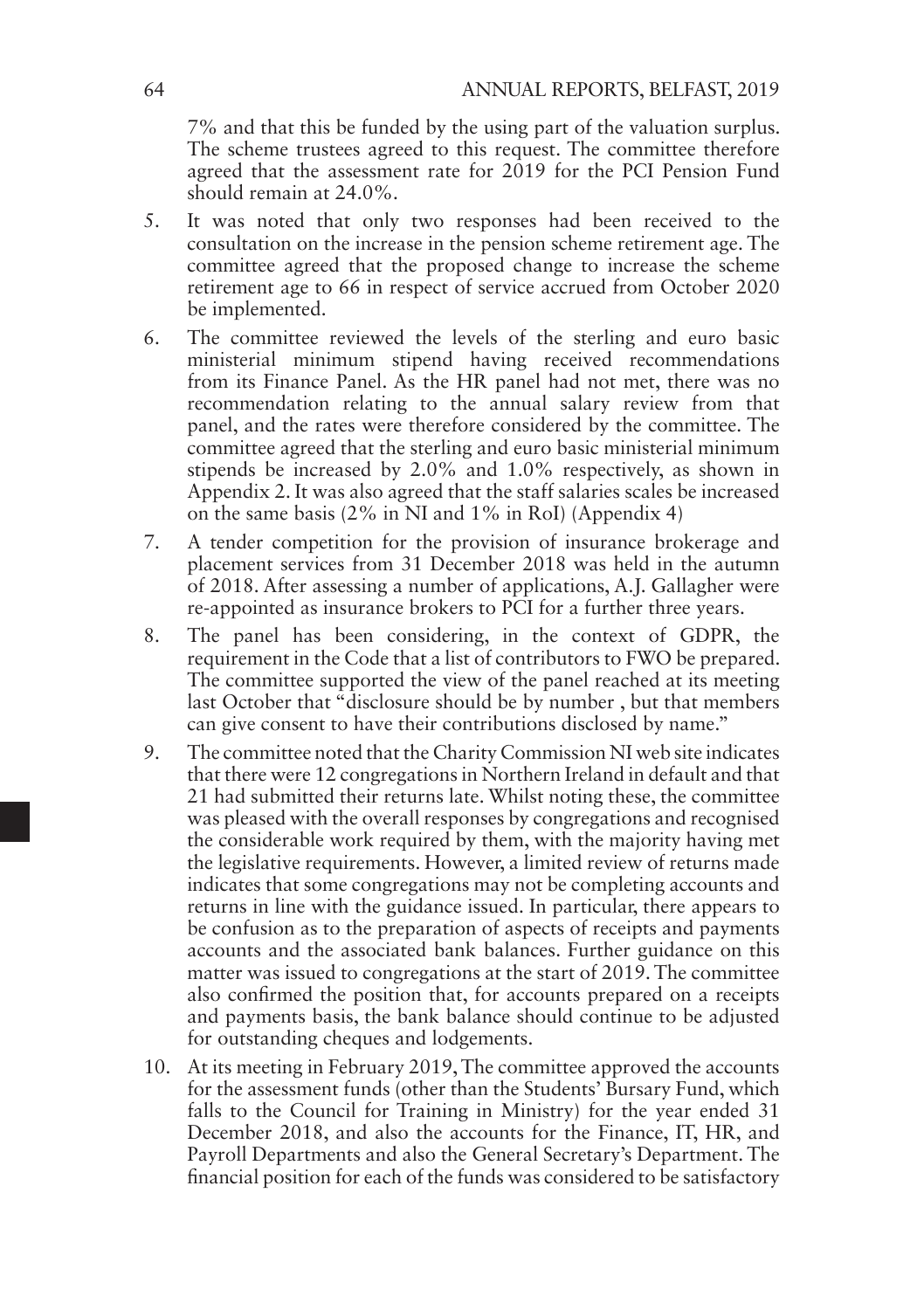7% and that this be funded by the using part of the valuation surplus. The scheme trustees agreed to this request. The committee therefore agreed that the assessment rate for 2019 for the PCI Pension Fund should remain at 24.0%.

5. It was noted that only two responses had been received to the consultation on the increase in the pension scheme retirement age. The committee agreed that the proposed change to increase the scheme retirement age to 66 in respect of service accrued from October 2020 be implemented.

6. The committee reviewed the levels of the sterling and euro basic ministerial minimum stipend having received recommendations from its Finance Panel. As the HR panel had not met, there was no recommendation relating to the annual salary review from that panel, and the rates were therefore considered by the committee. The committee agreed that the sterling and euro basic ministerial minimum stipends be increased by 2.0% and 1.0% respectively, as shown in Appendix 2. It was also agreed that the staff salaries scales be increased on the same basis (2% in NI and 1% in RoI) (Appendix 4)

7. A tender competition for the provision of insurance brokerage and placement services from 31 December 2018 was held in the autumn of 2018. After assessing a number of applications, A.J. Gallagher were re-appointed as insurance brokers to PCI for a further three years.

8. The panel has been considering, in the context of GDPR, the requirement in the Code that a list of contributors to FWO be prepared. The committee supported the view of the panel reached at its meeting last October that "disclosure should be by number , but that members can give consent to have their contributions disclosed by name."

9. The committee noted that the Charity Commission NI web site indicates that there were 12 congregations in Northern Ireland in default and that 21 had submitted their returns late. Whilst noting these, the committee was pleased with the overall responses by congregations and recognised the considerable work required by them, with the majority having met the legislative requirements. However, a limited review of returns made indicates that some congregations may not be completing accounts and returns in line with the guidance issued. In particular, there appears to be confusion as to the preparation of aspects of receipts and payments accounts and the associated bank balances. Further guidance on this matter was issued to congregations at the start of 2019. The committee also confirmed the position that, for accounts prepared on a receipts and payments basis, the bank balance should continue to be adjusted for outstanding cheques and lodgements.

10. At its meeting in February 2019, The committee approved the accounts for the assessment funds (other than the Students' Bursary Fund, which falls to the Council for Training in Ministry) for the year ended 31 December 2018, and also the accounts for the Finance, IT, HR, and Payroll Departments and also the General Secretary's Department. The financial position for each of the funds was considered to be satisfactory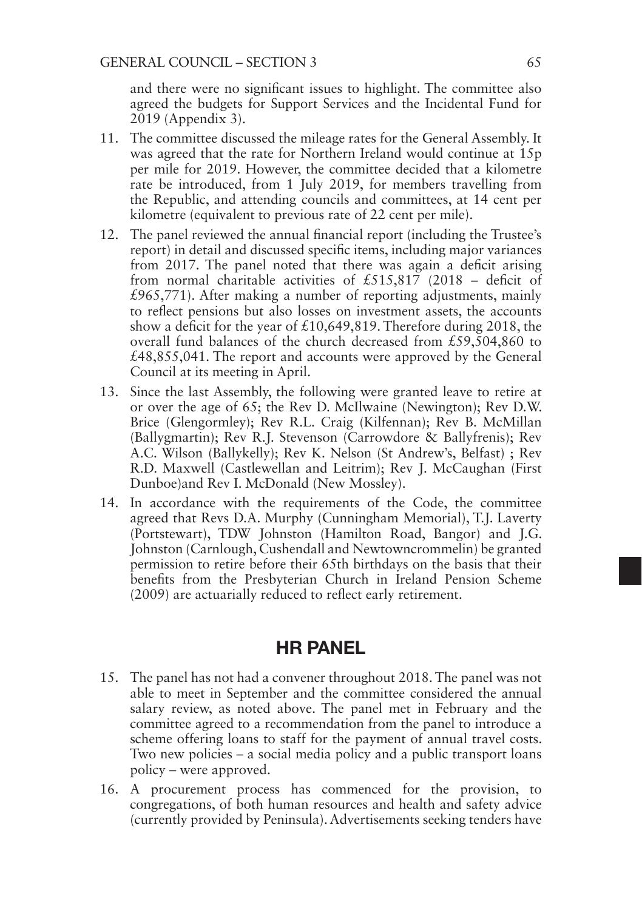and there were no significant issues to highlight. The committee also agreed the budgets for Support Services and the Incidental Fund for 2019 (Appendix 3).

11. The committee discussed the mileage rates for the General Assembly. It was agreed that the rate for Northern Ireland would continue at 15p per mile for 2019. However, the committee decided that a kilometre rate be introduced, from 1 July 2019, for members travelling from the Republic, and attending councils and committees, at 14 cent per kilometre (equivalent to previous rate of 22 cent per mile).

12. The panel reviewed the annual financial report (including the Trustee's report) in detail and discussed specific items, including major variances from 2017. The panel noted that there was again a deficit arising from normal charitable activities of £515,817 (2018 – deficit of £965,771). After making a number of reporting adjustments, mainly to reflect pensions but also losses on investment assets, the accounts show a deficit for the year of £10,649,819. Therefore during 2018, the overall fund balances of the church decreased from £59,504,860 to £48,855,041. The report and accounts were approved by the General Council at its meeting in April.

13. Since the last Assembly, the following were granted leave to retire at or over the age of 65; the Rev D. McIlwaine (Newington); Rev D.W. Brice (Glengormley); Rev R.L. Craig (Kilfennan); Rev B. McMillan (Ballygmartin); Rev R.J. Stevenson (Carrowdore & Ballyfrenis); Rev A.C. Wilson (Ballykelly); Rev K. Nelson (St Andrew's, Belfast) ; Rev R.D. Maxwell (Castlewellan and Leitrim); Rev J. McCaughan (First Dunboe)and Rev I. McDonald (New Mossley).

14. In accordance with the requirements of the Code, the committee agreed that Revs D.A. Murphy (Cunningham Memorial), T.J. Laverty (Portstewart), TDW Johnston (Hamilton Road, Bangor) and J.G. Johnston (Carnlough, Cushendall and Newtowncrommelin) be granted permission to retire before their 65th birthdays on the basis that their benefits from the Presbyterian Church in Ireland Pension Scheme (2009) are actuarially reduced to reflect early retirement.

## HR PANEL

15. The panel has not had a convener throughout 2018. The panel was not able to meet in September and the committee considered the annual salary review, as noted above. The panel met in February and the committee agreed to a recommendation from the panel to introduce a scheme offering loans to staff for the payment of annual travel costs. Two new policies – a social media policy and a public transport loans policy – were approved.

16. A procurement process has commenced for the provision, to congregations, of both human resources and health and safety advice (currently provided by Peninsula). Advertisements seeking tenders have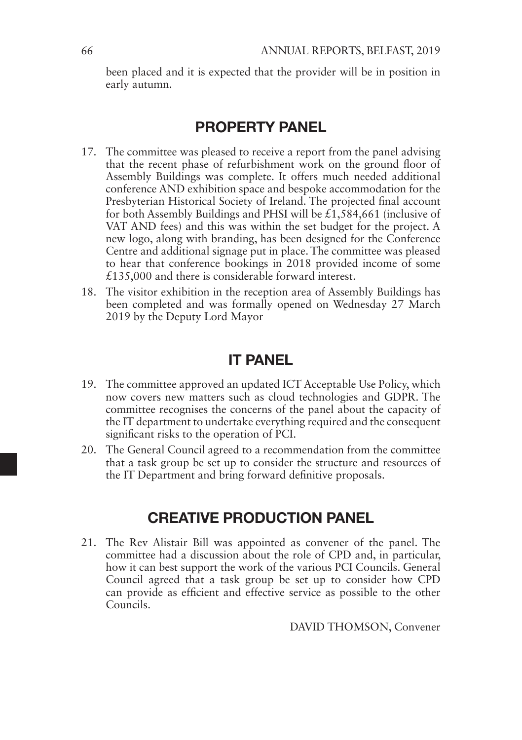been placed and it is expected that the provider will be in position in early autumn.

## PROPERTY PANEL

17. The committee was pleased to receive a report from the panel advising that the recent phase of refurbishment work on the ground floor of Assembly Buildings was complete. It offers much needed additional conference AND exhibition space and bespoke accommodation for the Presbyterian Historical Society of Ireland. The projected final account for both Assembly Buildings and PHSI will be £1,584,661 (inclusive of VAT AND fees) and this was within the set budget for the project. A new logo, along with branding, has been designed for the Conference Centre and additional signage put in place. The committee was pleased to hear that conference bookings in 2018 provided income of some £135,000 and there is considerable forward interest.
18. The visitor exhibition in the reception area of Assembly Buildings has been completed and was formally opened on Wednesday 27 March 2019 by the Deputy Lord Mayor

## IT PANEL

19. The committee approved an updated ICT Acceptable Use Policy, which now covers new matters such as cloud technologies and GDPR. The committee recognises the concerns of the panel about the capacity of the IT department to undertake everything required and the consequent significant risks to the operation of PCI.
20. The General Council agreed to a recommendation from the committee that a task group be set up to consider the structure and resources of the IT Department and bring forward definitive proposals.

## CREATIVE PRODUCTION PANEL

21. The Rev Alistair Bill was appointed as convener of the panel. The committee had a discussion about the role of CPD and, in particular, how it can best support the work of the various PCI Councils. General Council agreed that a task group be set up to consider how CPD can provide as efficient and effective service as possible to the other Councils.

DAVID THOMSON, Convener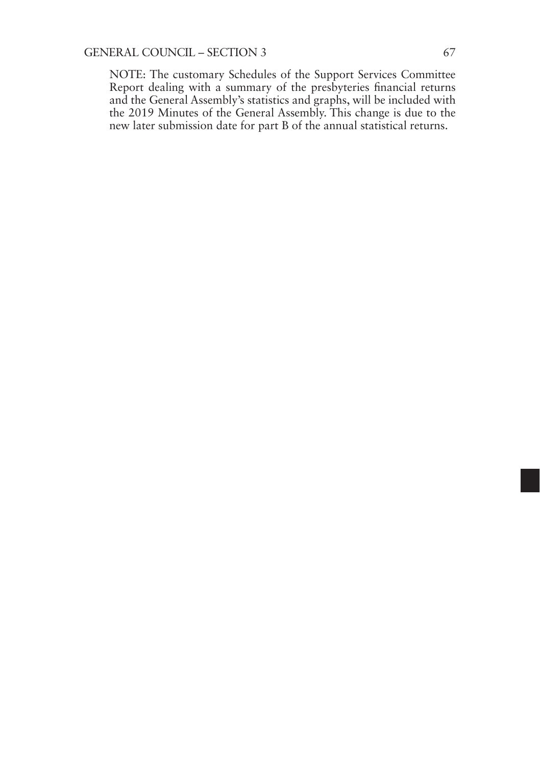NOTE: The customary Schedules of the Support Services Committee Report dealing with a summary of the presbyteries financial returns and the General Assembly's statistics and graphs, will be included with the 2019 Minutes of the General Assembly. This change is due to the new later submission date for part B of the annual statistical returns.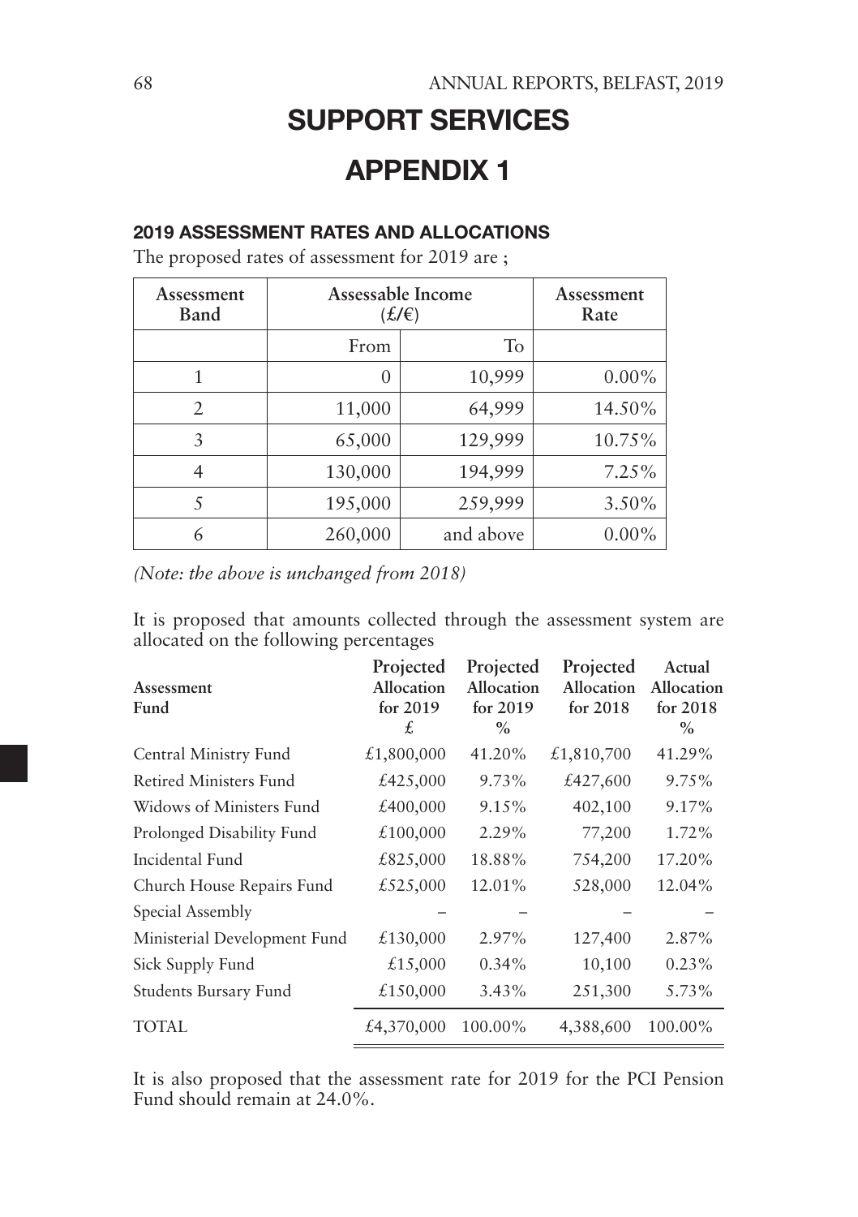# SUPPORT SERVICES

## APPENDIX 1

### 2019 ASSESSMENT RATES AND ALLOCATIONS

The proposed rates of assessment for 2019 are ;

| Assessment Band | Assessable Income (£/€) | | Assessment Rate |
|---|---|---|---|
| | From | To | |
| 1 | 0 | 10,999 | 0.00% |
| 2 | 11,000 | 64,999 | 14.50% |
| 3 | 65,000 | 129,999 | 10.75% |
| 4 | 130,000 | 194,999 | 7.25% |
| 5 | 195,000 | 259,999 | 3.50% |
| 6 | 260,000 | and above | 0.00% |

*(Note: the above is unchanged from 2018)*

It is proposed that amounts collected through the assessment system are allocated on the following percentages

| Assessment Fund | Projected Allocation for 2019 £ | Projected Allocation for 2019 % | Projected Allocation for 2018 | Actual Allocation for 2018 % |
|---|---|---|---|---|
| Central Ministry Fund | £1,800,000 | 41.20% | £1,810,700 | 41.29% |
| Retired Ministers Fund | £425,000 | 9.73% | £427,600 | 9.75% |
| Widows of Ministers Fund | £400,000 | 9.15% | 402,100 | 9.17% |
| Prolonged Disability Fund | £100,000 | 2.29% | 77,200 | 1.72% |
| Incidental Fund | £825,000 | 18.88% | 754,200 | 17.20% |
| Church House Repairs Fund | £525,000 | 12.01% | 528,000 | 12.04% |
| Special Assembly | – | – | – | – |
| Ministerial Development Fund | £130,000 | 2.97% | 127,400 | 2.87% |
| Sick Supply Fund | £15,000 | 0.34% | 10,100 | 0.23% |
| Students Bursary Fund | £150,000 | 3.43% | 251,300 | 5.73% |
| TOTAL | £4,370,000 | 100.00% | 4,388,600 | 100.00% |

It is also proposed that the assessment rate for 2019 for the PCI Pension Fund should remain at 24.0%.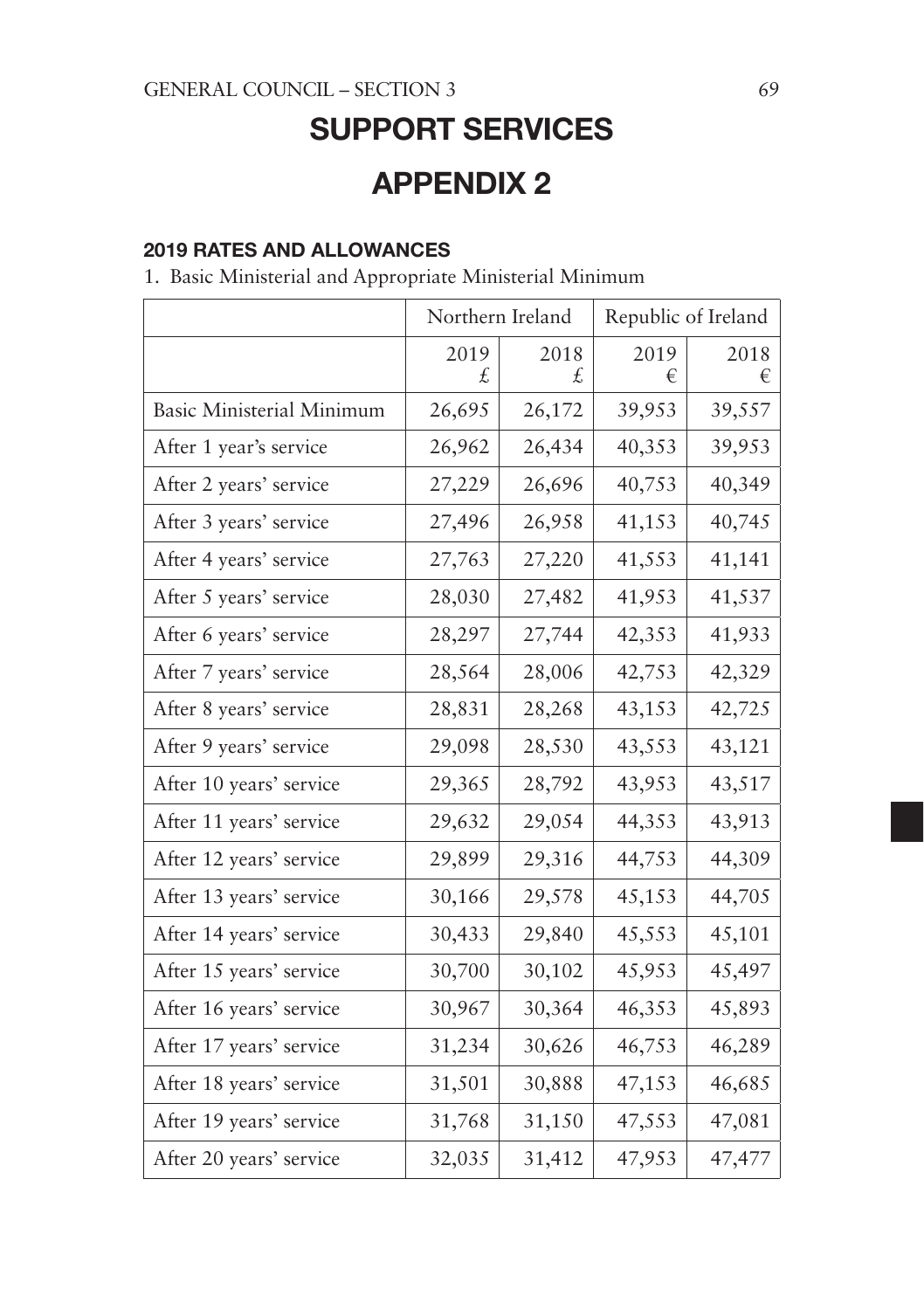# SUPPORT SERVICES

# APPENDIX 2

### 2019 RATES AND ALLOWANCES

1. Basic Ministerial and Appropriate Ministerial Minimum

| | Northern Ireland | | Republic of Ireland | |
|---|---|---|---|---|
| | 2019 £ | 2018 £ | 2019 € | 2018 € |
| Basic Ministerial Minimum | 26,695 | 26,172 | 39,953 | 39,557 |
| After 1 year's service | 26,962 | 26,434 | 40,353 | 39,953 |
| After 2 years' service | 27,229 | 26,696 | 40,753 | 40,349 |
| After 3 years' service | 27,496 | 26,958 | 41,153 | 40,745 |
| After 4 years' service | 27,763 | 27,220 | 41,553 | 41,141 |
| After 5 years' service | 28,030 | 27,482 | 41,953 | 41,537 |
| After 6 years' service | 28,297 | 27,744 | 42,353 | 41,933 |
| After 7 years' service | 28,564 | 28,006 | 42,753 | 42,329 |
| After 8 years' service | 28,831 | 28,268 | 43,153 | 42,725 |
| After 9 years' service | 29,098 | 28,530 | 43,553 | 43,121 |
| After 10 years' service | 29,365 | 28,792 | 43,953 | 43,517 |
| After 11 years' service | 29,632 | 29,054 | 44,353 | 43,913 |
| After 12 years' service | 29,899 | 29,316 | 44,753 | 44,309 |
| After 13 years' service | 30,166 | 29,578 | 45,153 | 44,705 |
| After 14 years' service | 30,433 | 29,840 | 45,553 | 45,101 |
| After 15 years' service | 30,700 | 30,102 | 45,953 | 45,497 |
| After 16 years' service | 30,967 | 30,364 | 46,353 | 45,893 |
| After 17 years' service | 31,234 | 30,626 | 46,753 | 46,289 |
| After 18 years' service | 31,501 | 30,888 | 47,153 | 46,685 |
| After 19 years' service | 31,768 | 31,150 | 47,553 | 47,081 |
| After 20 years' service | 32,035 | 31,412 | 47,953 | 47,477 |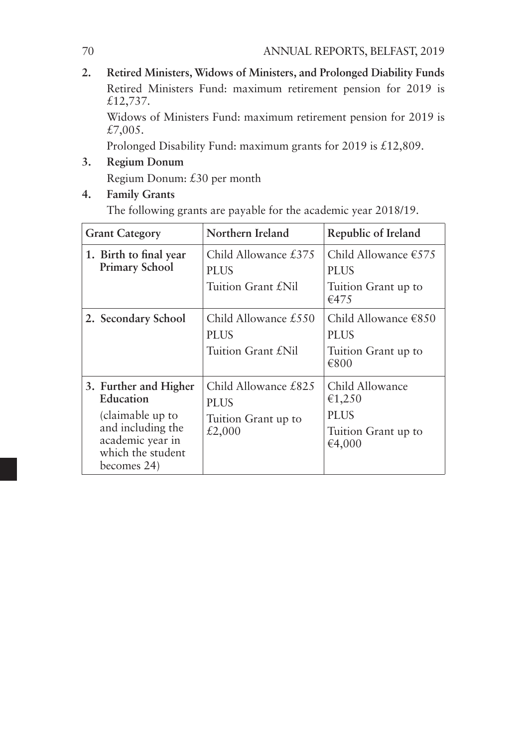**2. Retired Ministers, Widows of Ministers, and Prolonged Diability Funds**

Retired Ministers Fund: maximum retirement pension for 2019 is £12,737.

Widows of Ministers Fund: maximum retirement pension for 2019 is £7,005.

Prolonged Disability Fund: maximum grants for 2019 is £12,809.

**3. Regium Donum**

Regium Donum: £30 per month

**4. Family Grants**

The following grants are payable for the academic year 2018/19.

| Grant Category | Northern Ireland | Republic of Ireland |
|---|---|---|
| **1. Birth to final year Primary School** | Child Allowance £375 PLUS Tuition Grant £Nil | Child Allowance €575 PLUS Tuition Grant up to €475 |
| **2. Secondary School** | Child Allowance £550 PLUS Tuition Grant £Nil | Child Allowance €850 PLUS Tuition Grant up to €800 |
| **3. Further and Higher Education** (claimable up to and including the academic year in which the student becomes 24) | Child Allowance £825 PLUS Tuition Grant up to £2,000 | Child Allowance €1,250 PLUS Tuition Grant up to €4,000 |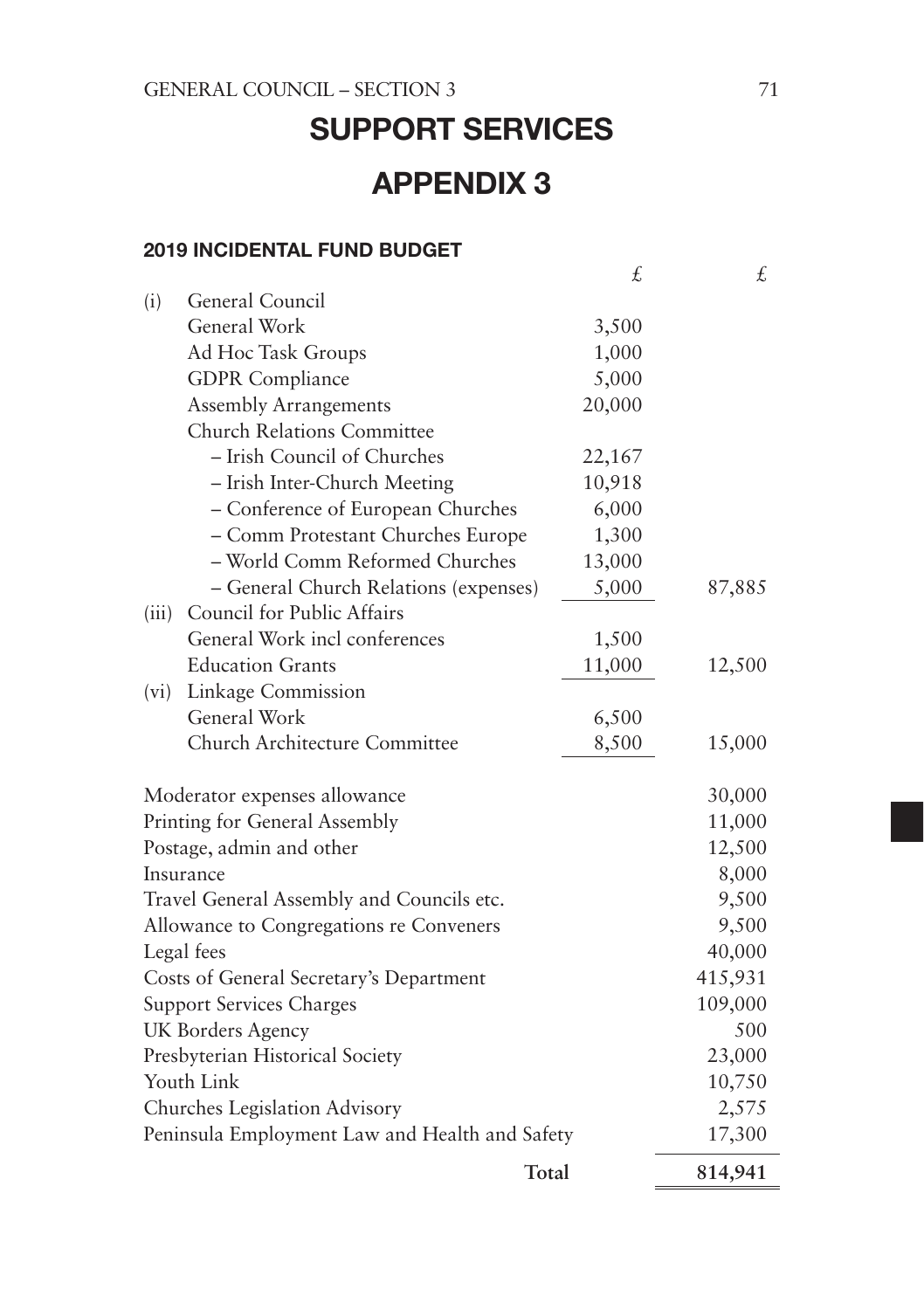# SUPPORT SERVICES

# APPENDIX 3

### 2019 INCIDENTAL FUND BUDGET

| | | £ | £ |
|---|---|---|---|
| (i) | General Council | | |
| | General Work | 3,500 | |
| | Ad Hoc Task Groups | 1,000 | |
| | GDPR Compliance | 5,000 | |
| | Assembly Arrangements | 20,000 | |
| | Church Relations Committee | | |
| | – Irish Council of Churches | 22,167 | |
| | – Irish Inter-Church Meeting | 10,918 | |
| | – Conference of European Churches | 6,000 | |
| | – Comm Protestant Churches Europe | 1,300 | |
| | – World Comm Reformed Churches | 13,000 | |
| | – General Church Relations (expenses) | 5,000 | 87,885 |
| (iii) | Council for Public Affairs | | |
| | General Work incl conferences | 1,500 | |
| | Education Grants | 11,000 | 12,500 |
| (vi) | Linkage Commission | | |
| | General Work | 6,500 | |
| | Church Architecture Committee | 8,500 | 15,000 |
| | | | |
| Moderator expenses allowance | | | 30,000 |
| Printing for General Assembly | | | 11,000 |
| Postage, admin and other | | | 12,500 |
| Insurance | | | 8,000 |
| Travel General Assembly and Councils etc. | | | 9,500 |
| Allowance to Congregations re Conveners | | | 9,500 |
| Legal fees | | | 40,000 |
| Costs of General Secretary's Department | | | 415,931 |
| Support Services Charges | | | 109,000 |
| UK Borders Agency | | | 500 |
| Presbyterian Historical Society | | | 23,000 |
| Youth Link | | | 10,750 |
| Churches Legislation Advisory | | | 2,575 |
| Peninsula Employment Law and Health and Safety | | | 17,300 |
| | | **Total** | **814,941** |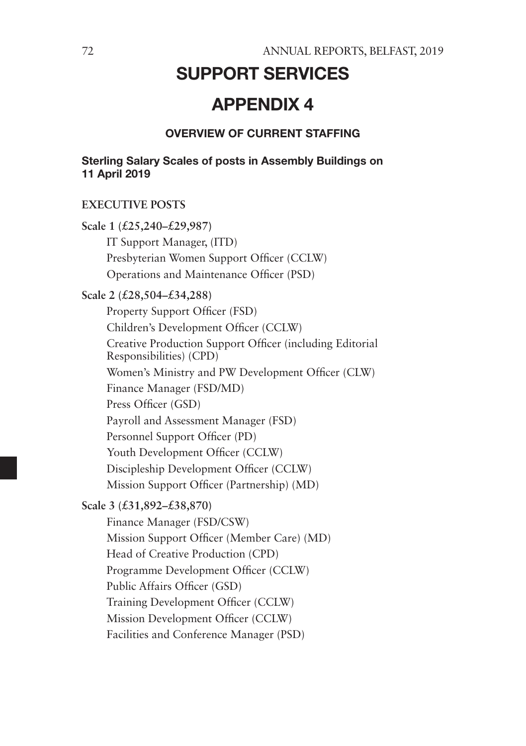# SUPPORT SERVICES

## APPENDIX 4

### OVERVIEW OF CURRENT STAFFING

**Sterling Salary Scales of posts in Assembly Buildings on 11 April 2019**

**EXECUTIVE POSTS**

**Scale 1 (£25,240–£29,987)**

IT Support Manager, (ITD)
Presbyterian Women Support Officer (CCLW)
Operations and Maintenance Officer (PSD)

**Scale 2 (£28,504–£34,288)**

Property Support Officer (FSD)
Children's Development Officer (CCLW)
Creative Production Support Officer (including Editorial Responsibilities) (CPD)
Women's Ministry and PW Development Officer (CLW)
Finance Manager (FSD/MD)
Press Officer (GSD)
Payroll and Assessment Manager (FSD)
Personnel Support Officer (PD)
Youth Development Officer (CCLW)
Discipleship Development Officer (CCLW)
Mission Support Officer (Partnership) (MD)

**Scale 3 (£31,892–£38,870)**

Finance Manager (FSD/CSW)
Mission Support Officer (Member Care) (MD)
Head of Creative Production (CPD)
Programme Development Officer (CCLW)
Public Affairs Officer (GSD)
Training Development Officer (CCLW)
Mission Development Officer (CCLW)
Facilities and Conference Manager (PSD)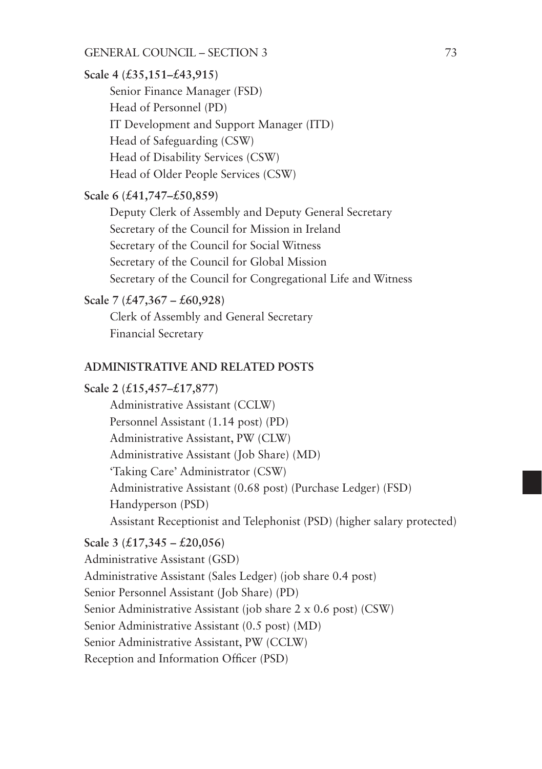**Scale 4 (£35,151–£43,915)**

Senior Finance Manager (FSD)
Head of Personnel (PD)
IT Development and Support Manager (ITD)
Head of Safeguarding (CSW)
Head of Disability Services (CSW)
Head of Older People Services (CSW)

**Scale 6 (£41,747–£50,859)**

Deputy Clerk of Assembly and Deputy General Secretary
Secretary of the Council for Mission in Ireland
Secretary of the Council for Social Witness
Secretary of the Council for Global Mission
Secretary of the Council for Congregational Life and Witness

**Scale 7 (£47,367 – £60,928)**

Clerk of Assembly and General Secretary
Financial Secretary

**ADMINISTRATIVE AND RELATED POSTS**

**Scale 2 (£15,457–£17,877)**

Administrative Assistant (CCLW)
Personnel Assistant (1.14 post) (PD)
Administrative Assistant, PW (CLW)
Administrative Assistant (Job Share) (MD)
'Taking Care' Administrator (CSW)
Administrative Assistant (0.68 post) (Purchase Ledger) (FSD)
Handyperson (PSD)
Assistant Receptionist and Telephonist (PSD) (higher salary protected)

**Scale 3 (£17,345 – £20,056)**

Administrative Assistant (GSD)
Administrative Assistant (Sales Ledger) (job share 0.4 post)
Senior Personnel Assistant (Job Share) (PD)
Senior Administrative Assistant (job share 2 x 0.6 post) (CSW)
Senior Administrative Assistant (0.5 post) (MD)
Senior Administrative Assistant, PW (CCLW)
Reception and Information Officer (PSD)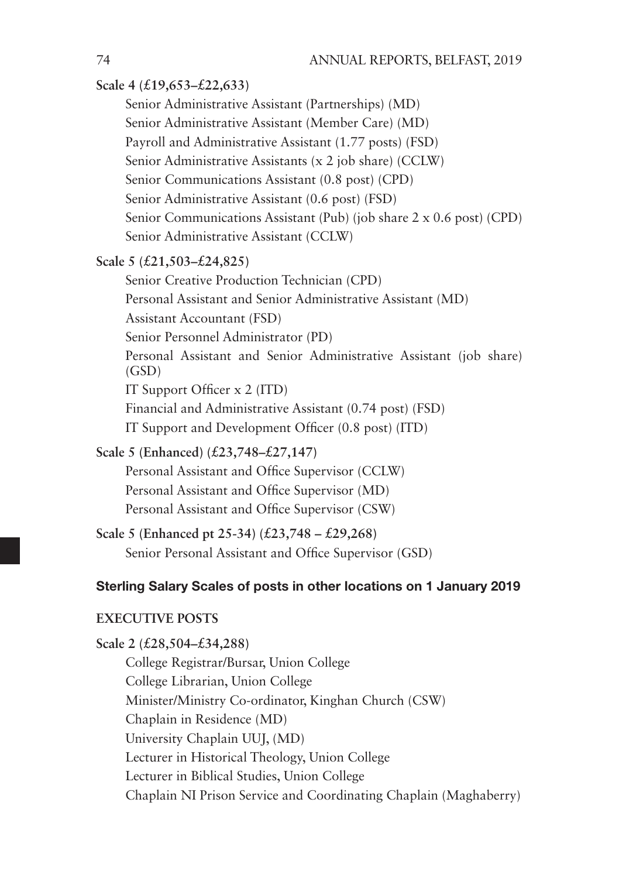**Scale 4 (£19,653–£22,633)**

Senior Administrative Assistant (Partnerships) (MD)
Senior Administrative Assistant (Member Care) (MD)
Payroll and Administrative Assistant (1.77 posts) (FSD)
Senior Administrative Assistants (x 2 job share) (CCLW)
Senior Communications Assistant (0.8 post) (CPD)
Senior Administrative Assistant (0.6 post) (FSD)
Senior Communications Assistant (Pub) (job share 2 x 0.6 post) (CPD)
Senior Administrative Assistant (CCLW)

**Scale 5 (£21,503–£24,825)**

Senior Creative Production Technician (CPD)
Personal Assistant and Senior Administrative Assistant (MD)
Assistant Accountant (FSD)
Senior Personnel Administrator (PD)
Personal Assistant and Senior Administrative Assistant (job share) (GSD)
IT Support Officer x 2 (ITD)
Financial and Administrative Assistant (0.74 post) (FSD)
IT Support and Development Officer (0.8 post) (ITD)

**Scale 5 (Enhanced) (£23,748–£27,147)**

Personal Assistant and Office Supervisor (CCLW)
Personal Assistant and Office Supervisor (MD)
Personal Assistant and Office Supervisor (CSW)

**Scale 5 (Enhanced pt 25-34) (£23,748 – £29,268)**

Senior Personal Assistant and Office Supervisor (GSD)

## Sterling Salary Scales of posts in other locations on 1 January 2019

### EXECUTIVE POSTS

**Scale 2 (£28,504–£34,288)**

College Registrar/Bursar, Union College
College Librarian, Union College
Minister/Ministry Co-ordinator, Kinghan Church (CSW)
Chaplain in Residence (MD)
University Chaplain UUJ, (MD)
Lecturer in Historical Theology, Union College
Lecturer in Biblical Studies, Union College
Chaplain NI Prison Service and Coordinating Chaplain (Maghaberry)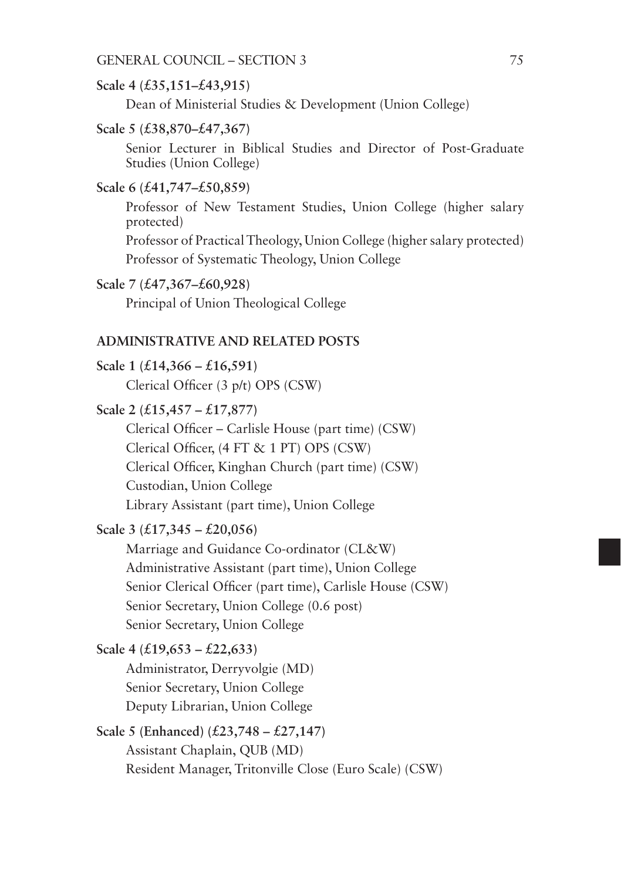**Scale 4 (£35,151–£43,915)**

Dean of Ministerial Studies & Development (Union College)

**Scale 5 (£38,870–£47,367)**

Senior Lecturer in Biblical Studies and Director of Post-Graduate Studies (Union College)

**Scale 6 (£41,747–£50,859)**

Professor of New Testament Studies, Union College (higher salary protected)

Professor of Practical Theology, Union College (higher salary protected)

Professor of Systematic Theology, Union College

**Scale 7 (£47,367–£60,928)**

Principal of Union Theological College

## ADMINISTRATIVE AND RELATED POSTS

**Scale 1 (£14,366 – £16,591)**

Clerical Officer (3 p/t) OPS (CSW)

**Scale 2 (£15,457 – £17,877)**

Clerical Officer – Carlisle House (part time) (CSW)

Clerical Officer, (4 FT & 1 PT) OPS (CSW)

Clerical Officer, Kinghan Church (part time) (CSW)

Custodian, Union College

Library Assistant (part time), Union College

**Scale 3 (£17,345 – £20,056)**

Marriage and Guidance Co-ordinator (CL&W)

Administrative Assistant (part time), Union College

Senior Clerical Officer (part time), Carlisle House (CSW)

Senior Secretary, Union College (0.6 post)

Senior Secretary, Union College

**Scale 4 (£19,653 – £22,633)**

Administrator, Derryvolgie (MD)

Senior Secretary, Union College

Deputy Librarian, Union College

**Scale 5 (Enhanced) (£23,748 – £27,147)**

Assistant Chaplain, QUB (MD)

Resident Manager, Tritonville Close (Euro Scale) (CSW)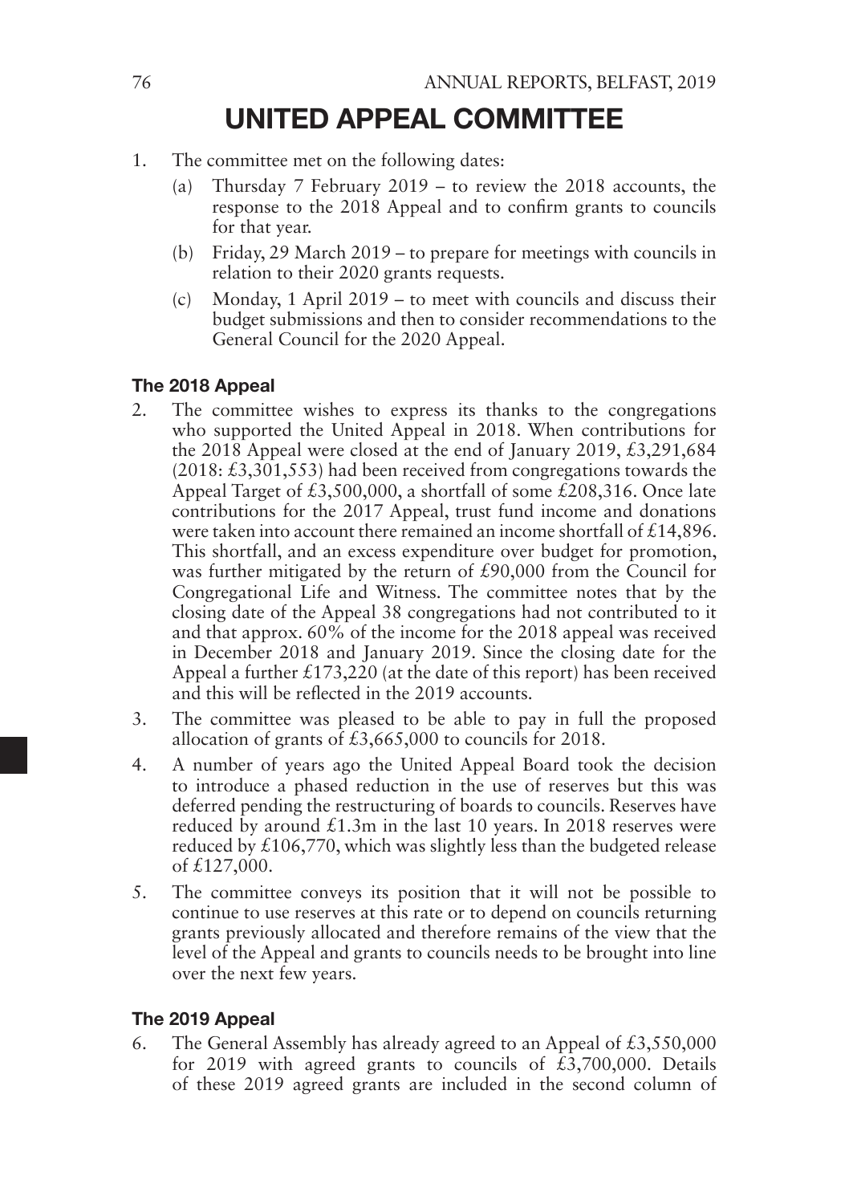# UNITED APPEAL COMMITTEE

1. The committee met on the following dates:
   (a) Thursday 7 February 2019 – to review the 2018 accounts, the response to the 2018 Appeal and to confirm grants to councils for that year.
   (b) Friday, 29 March 2019 – to prepare for meetings with councils in relation to their 2020 grants requests.
   (c) Monday, 1 April 2019 – to meet with councils and discuss their budget submissions and then to consider recommendations to the General Council for the 2020 Appeal.

### The 2018 Appeal

2. The committee wishes to express its thanks to the congregations who supported the United Appeal in 2018. When contributions for the 2018 Appeal were closed at the end of January 2019, £3,291,684 (2018: £3,301,553) had been received from congregations towards the Appeal Target of £3,500,000, a shortfall of some £208,316. Once late contributions for the 2017 Appeal, trust fund income and donations were taken into account there remained an income shortfall of £14,896. This shortfall, and an excess expenditure over budget for promotion, was further mitigated by the return of £90,000 from the Council for Congregational Life and Witness. The committee notes that by the closing date of the Appeal 38 congregations had not contributed to it and that approx. 60% of the income for the 2018 appeal was received in December 2018 and January 2019. Since the closing date for the Appeal a further £173,220 (at the date of this report) has been received and this will be reflected in the 2019 accounts.
3. The committee was pleased to be able to pay in full the proposed allocation of grants of £3,665,000 to councils for 2018.
4. A number of years ago the United Appeal Board took the decision to introduce a phased reduction in the use of reserves but this was deferred pending the restructuring of boards to councils. Reserves have reduced by around £1.3m in the last 10 years. In 2018 reserves were reduced by £106,770, which was slightly less than the budgeted release of £127,000.
5. The committee conveys its position that it will not be possible to continue to use reserves at this rate or to depend on councils returning grants previously allocated and therefore remains of the view that the level of the Appeal and grants to councils needs to be brought into line over the next few years.

### The 2019 Appeal

6. The General Assembly has already agreed to an Appeal of £3,550,000 for 2019 with agreed grants to councils of £3,700,000. Details of these 2019 agreed grants are included in the second column of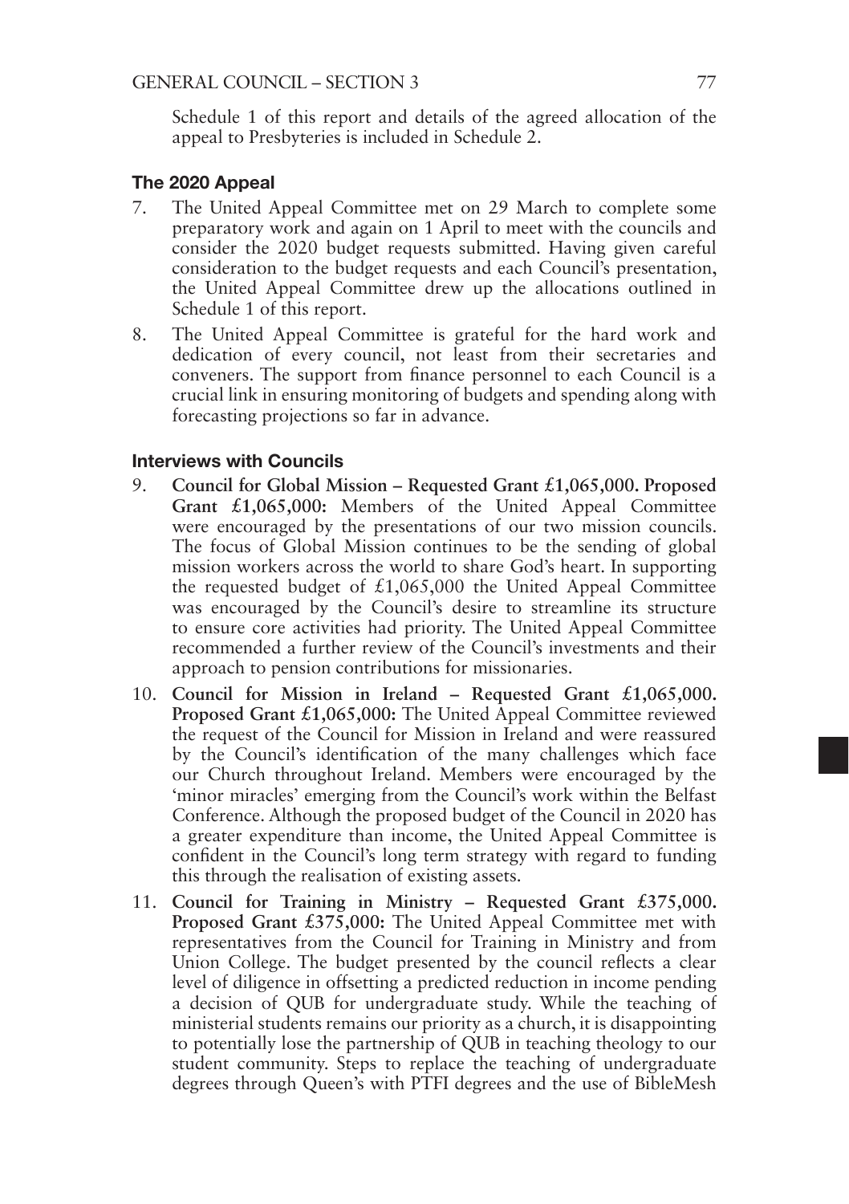Schedule 1 of this report and details of the agreed allocation of the appeal to Presbyteries is included in Schedule 2.

### The 2020 Appeal

7. The United Appeal Committee met on 29 March to complete some preparatory work and again on 1 April to meet with the councils and consider the 2020 budget requests submitted. Having given careful consideration to the budget requests and each Council's presentation, the United Appeal Committee drew up the allocations outlined in Schedule 1 of this report.
8. The United Appeal Committee is grateful for the hard work and dedication of every council, not least from their secretaries and conveners. The support from finance personnel to each Council is a crucial link in ensuring monitoring of budgets and spending along with forecasting projections so far in advance.

### Interviews with Councils

9. **Council for Global Mission – Requested Grant £1,065,000. Proposed Grant £1,065,000:** Members of the United Appeal Committee were encouraged by the presentations of our two mission councils. The focus of Global Mission continues to be the sending of global mission workers across the world to share God's heart. In supporting the requested budget of £1,065,000 the United Appeal Committee was encouraged by the Council's desire to streamline its structure to ensure core activities had priority. The United Appeal Committee recommended a further review of the Council's investments and their approach to pension contributions for missionaries.
10. **Council for Mission in Ireland – Requested Grant £1,065,000. Proposed Grant £1,065,000:** The United Appeal Committee reviewed the request of the Council for Mission in Ireland and were reassured by the Council's identification of the many challenges which face our Church throughout Ireland. Members were encouraged by the 'minor miracles' emerging from the Council's work within the Belfast Conference. Although the proposed budget of the Council in 2020 has a greater expenditure than income, the United Appeal Committee is confident in the Council's long term strategy with regard to funding this through the realisation of existing assets.
11. **Council for Training in Ministry – Requested Grant £375,000. Proposed Grant £375,000:** The United Appeal Committee met with representatives from the Council for Training in Ministry and from Union College. The budget presented by the council reflects a clear level of diligence in offsetting a predicted reduction in income pending a decision of QUB for undergraduate study. While the teaching of ministerial students remains our priority as a church, it is disappointing to potentially lose the partnership of QUB in teaching theology to our student community. Steps to replace the teaching of undergraduate degrees through Queen's with PTFI degrees and the use of BibleMesh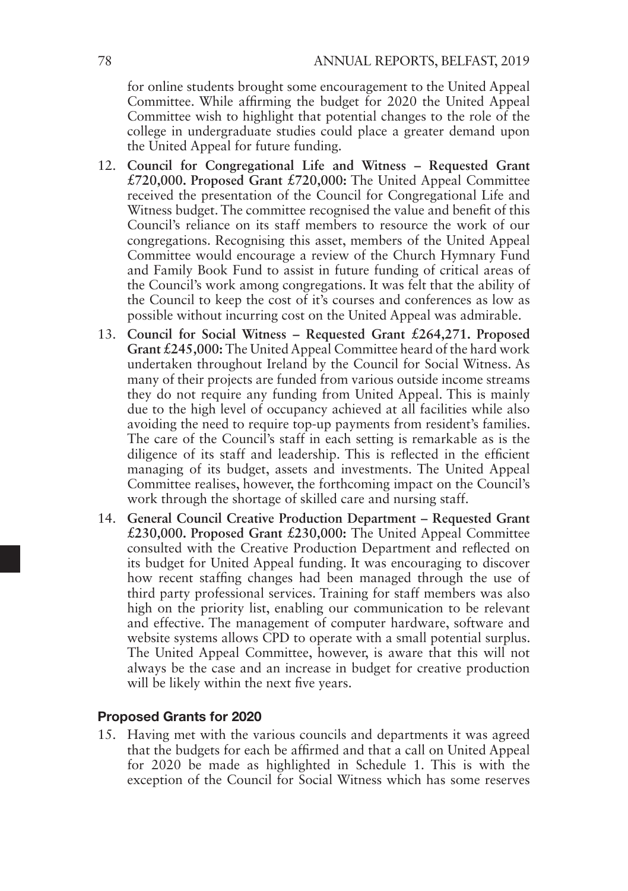for online students brought some encouragement to the United Appeal Committee. While affirming the budget for 2020 the United Appeal Committee wish to highlight that potential changes to the role of the college in undergraduate studies could place a greater demand upon the United Appeal for future funding.

12. **Council for Congregational Life and Witness – Requested Grant £720,000. Proposed Grant £720,000:** The United Appeal Committee received the presentation of the Council for Congregational Life and Witness budget. The committee recognised the value and benefit of this Council's reliance on its staff members to resource the work of our congregations. Recognising this asset, members of the United Appeal Committee would encourage a review of the Church Hymnary Fund and Family Book Fund to assist in future funding of critical areas of the Council's work among congregations. It was felt that the ability of the Council to keep the cost of it's courses and conferences as low as possible without incurring cost on the United Appeal was admirable.

13. **Council for Social Witness – Requested Grant £264,271. Proposed Grant £245,000:** The United Appeal Committee heard of the hard work undertaken throughout Ireland by the Council for Social Witness. As many of their projects are funded from various outside income streams they do not require any funding from United Appeal. This is mainly due to the high level of occupancy achieved at all facilities while also avoiding the need to require top-up payments from resident's families. The care of the Council's staff in each setting is remarkable as is the diligence of its staff and leadership. This is reflected in the efficient managing of its budget, assets and investments. The United Appeal Committee realises, however, the forthcoming impact on the Council's work through the shortage of skilled care and nursing staff.

14. **General Council Creative Production Department – Requested Grant £230,000. Proposed Grant £230,000:** The United Appeal Committee consulted with the Creative Production Department and reflected on its budget for United Appeal funding. It was encouraging to discover how recent staffing changes had been managed through the use of third party professional services. Training for staff members was also high on the priority list, enabling our communication to be relevant and effective. The management of computer hardware, software and website systems allows CPD to operate with a small potential surplus. The United Appeal Committee, however, is aware that this will not always be the case and an increase in budget for creative production will be likely within the next five years.

### Proposed Grants for 2020

15. Having met with the various councils and departments it was agreed that the budgets for each be affirmed and that a call on United Appeal for 2020 be made as highlighted in Schedule 1. This is with the exception of the Council for Social Witness which has some reserves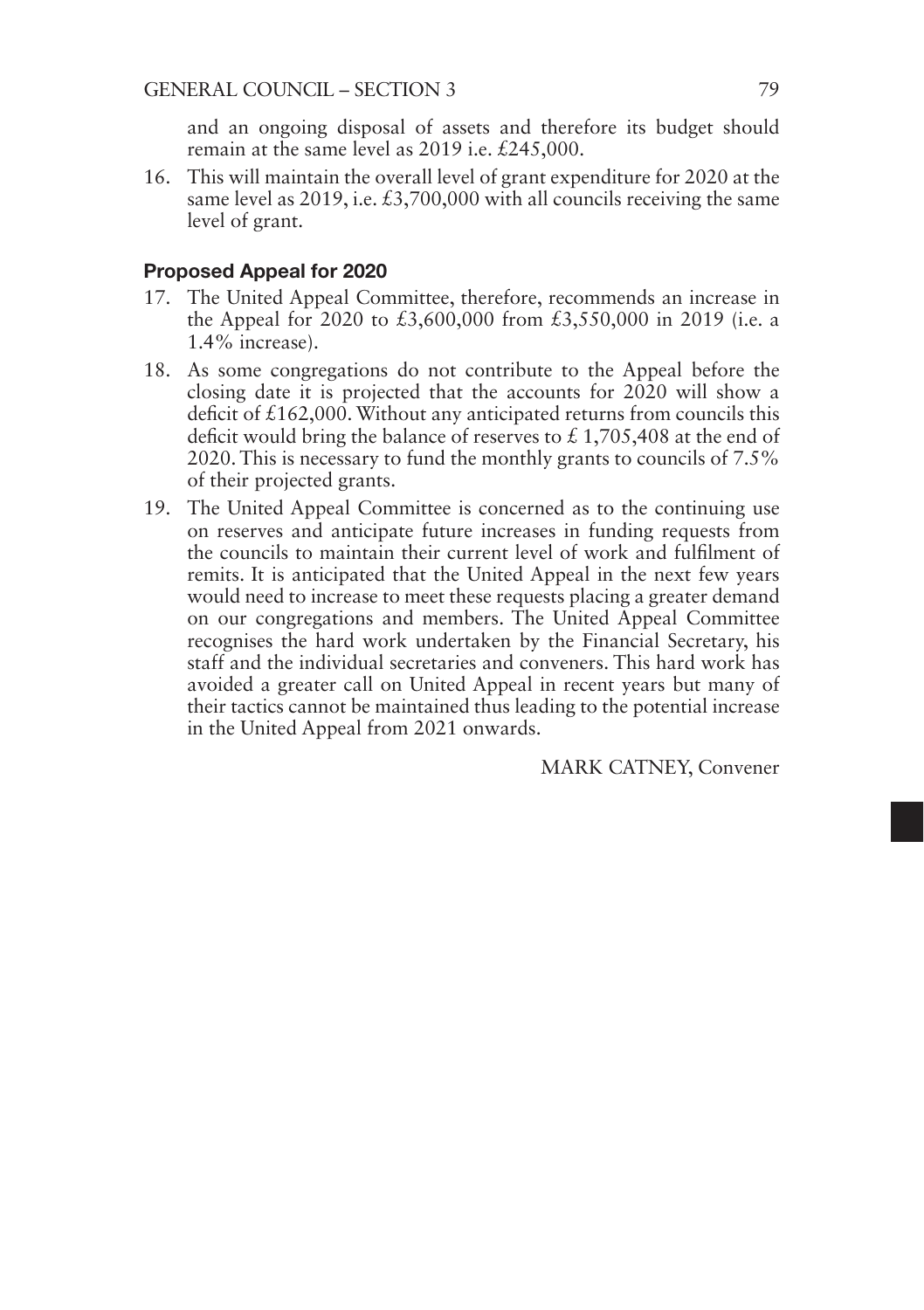and an ongoing disposal of assets and therefore its budget should remain at the same level as 2019 i.e. £245,000.

16. This will maintain the overall level of grant expenditure for 2020 at the same level as 2019, i.e. £3,700,000 with all councils receiving the same level of grant.

### Proposed Appeal for 2020

17. The United Appeal Committee, therefore, recommends an increase in the Appeal for 2020 to £3,600,000 from £3,550,000 in 2019 (i.e. a 1.4% increase).
18. As some congregations do not contribute to the Appeal before the closing date it is projected that the accounts for 2020 will show a deficit of £162,000. Without any anticipated returns from councils this deficit would bring the balance of reserves to £ 1,705,408 at the end of 2020. This is necessary to fund the monthly grants to councils of 7.5% of their projected grants.
19. The United Appeal Committee is concerned as to the continuing use on reserves and anticipate future increases in funding requests from the councils to maintain their current level of work and fulfilment of remits. It is anticipated that the United Appeal in the next few years would need to increase to meet these requests placing a greater demand on our congregations and members. The United Appeal Committee recognises the hard work undertaken by the Financial Secretary, his staff and the individual secretaries and conveners. This hard work has avoided a greater call on United Appeal in recent years but many of their tactics cannot be maintained thus leading to the potential increase in the United Appeal from 2021 onwards.

MARK CATNEY, Convener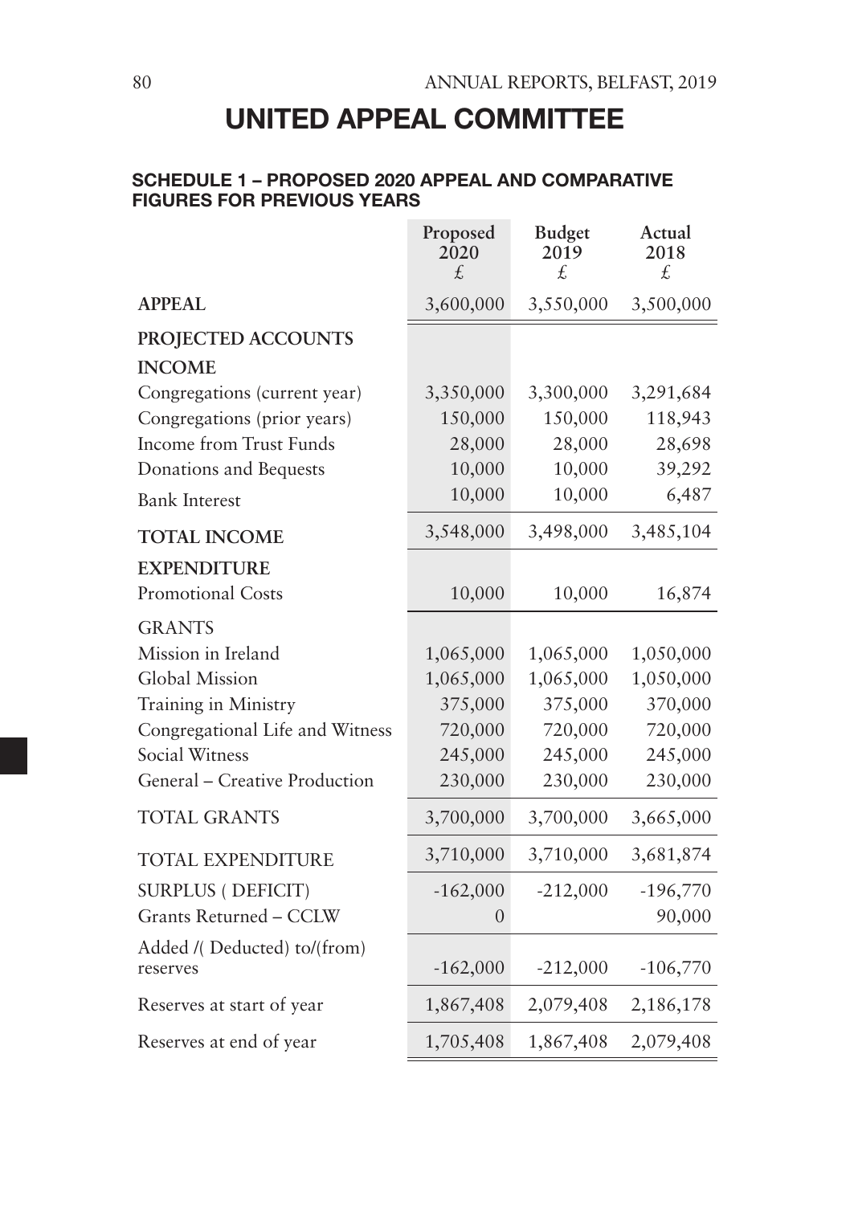# UNITED APPEAL COMMITTEE

## SCHEDULE 1 – PROPOSED 2020 APPEAL AND COMPARATIVE FIGURES FOR PREVIOUS YEARS

| | Proposed 2020 £ | Budget 2019 £ | Actual 2018 £ |
|---|---|---|---|
| **APPEAL** | 3,600,000 | 3,550,000 | 3,500,000 |
| **PROJECTED ACCOUNTS** | | | |
| **INCOME** | | | |
| Congregations (current year) | 3,350,000 | 3,300,000 | 3,291,684 |
| Congregations (prior years) | 150,000 | 150,000 | 118,943 |
| Income from Trust Funds | 28,000 | 28,000 | 28,698 |
| Donations and Bequests | 10,000 | 10,000 | 39,292 |
| Bank Interest | 10,000 | 10,000 | 6,487 |
| **TOTAL INCOME** | 3,548,000 | 3,498,000 | 3,485,104 |
| **EXPENDITURE** | | | |
| Promotional Costs | 10,000 | 10,000 | 16,874 |
| GRANTS | | | |
| Mission in Ireland | 1,065,000 | 1,065,000 | 1,050,000 |
| Global Mission | 1,065,000 | 1,065,000 | 1,050,000 |
| Training in Ministry | 375,000 | 375,000 | 370,000 |
| Congregational Life and Witness | 720,000 | 720,000 | 720,000 |
| Social Witness | 245,000 | 245,000 | 245,000 |
| General – Creative Production | 230,000 | 230,000 | 230,000 |
| TOTAL GRANTS | 3,700,000 | 3,700,000 | 3,665,000 |
| TOTAL EXPENDITURE | 3,710,000 | 3,710,000 | 3,681,874 |
| SURPLUS ( DEFICIT) | -162,000 | -212,000 | -196,770 |
| Grants Returned – CCLW | 0 | | 90,000 |
| Added /( Deducted) to/(from) reserves | -162,000 | -212,000 | -106,770 |
| Reserves at start of year | 1,867,408 | 2,079,408 | 2,186,178 |
| Reserves at end of year | 1,705,408 | 1,867,408 | 2,079,408 |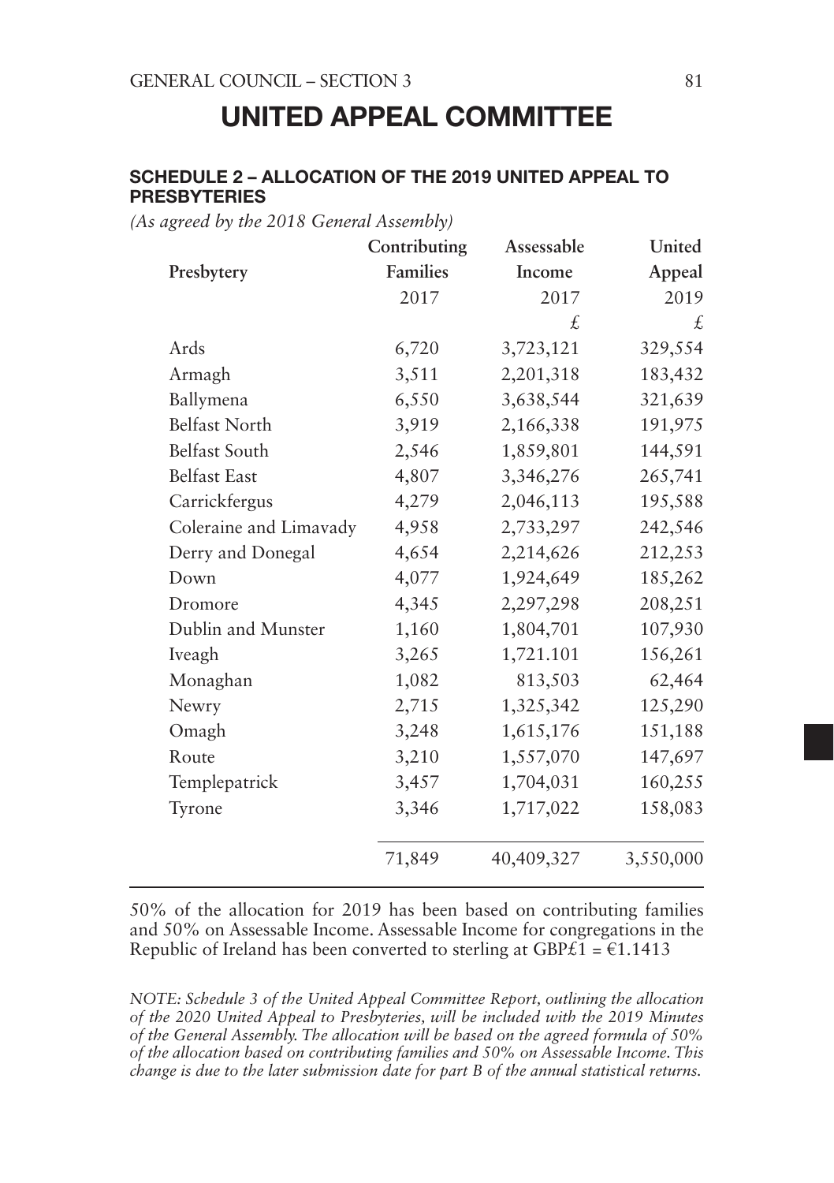# UNITED APPEAL COMMITTEE

## SCHEDULE 2 – ALLOCATION OF THE 2019 UNITED APPEAL TO PRESBYTERIES

*(As agreed by the 2018 General Assembly)*

| Presbytery | Contributing Families 2017 | Assessable Income 2017 £ | United Appeal 2019 £ |
|---|---|---|---|
| Ards | 6,720 | 3,723,121 | 329,554 |
| Armagh | 3,511 | 2,201,318 | 183,432 |
| Ballymena | 6,550 | 3,638,544 | 321,639 |
| Belfast North | 3,919 | 2,166,338 | 191,975 |
| Belfast South | 2,546 | 1,859,801 | 144,591 |
| Belfast East | 4,807 | 3,346,276 | 265,741 |
| Carrickfergus | 4,279 | 2,046,113 | 195,588 |
| Coleraine and Limavady | 4,958 | 2,733,297 | 242,546 |
| Derry and Donegal | 4,654 | 2,214,626 | 212,253 |
| Down | 4,077 | 1,924,649 | 185,262 |
| Dromore | 4,345 | 2,297,298 | 208,251 |
| Dublin and Munster | 1,160 | 1,804,701 | 107,930 |
| Iveagh | 3,265 | 1,721.101 | 156,261 |
| Monaghan | 1,082 | 813,503 | 62,464 |
| Newry | 2,715 | 1,325,342 | 125,290 |
| Omagh | 3,248 | 1,615,176 | 151,188 |
| Route | 3,210 | 1,557,070 | 147,697 |
| Templepatrick | 3,457 | 1,704,031 | 160,255 |
| Tyrone | 3,346 | 1,717,022 | 158,083 |
| | 71,849 | 40,409,327 | 3,550,000 |

50% of the allocation for 2019 has been based on contributing families and 50% on Assessable Income. Assessable Income for congregations in the Republic of Ireland has been converted to sterling at GBP£1 = €1.1413

*NOTE: Schedule 3 of the United Appeal Committee Report, outlining the allocation of the 2020 United Appeal to Presbyteries, will be included with the 2019 Minutes of the General Assembly. The allocation will be based on the agreed formula of 50% of the allocation based on contributing families and 50% on Assessable Income. This change is due to the later submission date for part B of the annual statistical returns.*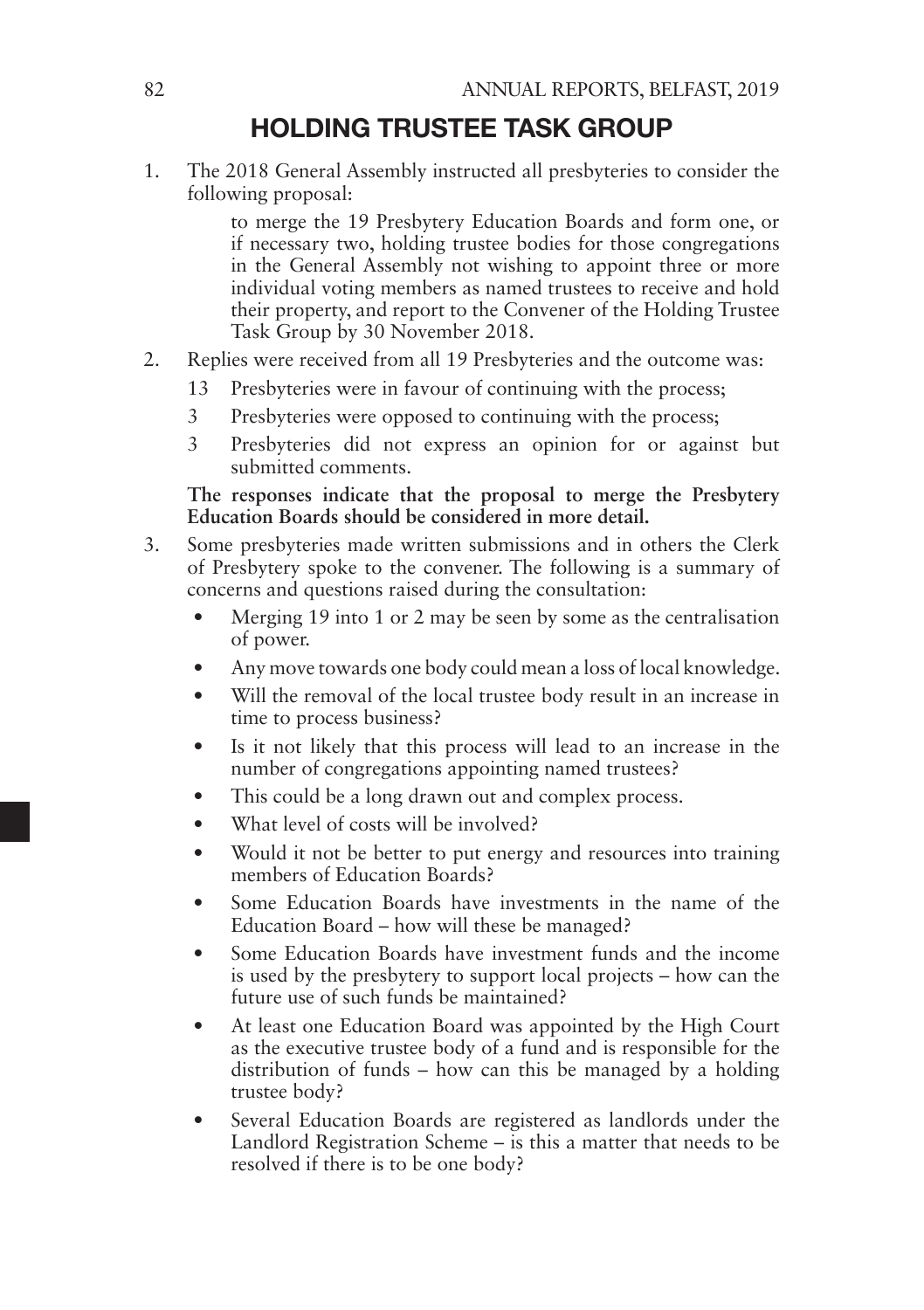## HOLDING TRUSTEE TASK GROUP

1. The 2018 General Assembly instructed all presbyteries to consider the following proposal:

   > to merge the 19 Presbytery Education Boards and form one, or if necessary two, holding trustee bodies for those congregations in the General Assembly not wishing to appoint three or more individual voting members as named trustees to receive and hold their property, and report to the Convener of the Holding Trustee Task Group by 30 November 2018.

2. Replies were received from all 19 Presbyteries and the outcome was:
   - 13 Presbyteries were in favour of continuing with the process;
   - 3 Presbyteries were opposed to continuing with the process;
   - 3 Presbyteries did not express an opinion for or against but submitted comments.

   **The responses indicate that the proposal to merge the Presbytery Education Boards should be considered in more detail.**

3. Some presbyteries made written submissions and in others the Clerk of Presbytery spoke to the convener. The following is a summary of concerns and questions raised during the consultation:
   - Merging 19 into 1 or 2 may be seen by some as the centralisation of power.
   - Any move towards one body could mean a loss of local knowledge.
   - Will the removal of the local trustee body result in an increase in time to process business?
   - Is it not likely that this process will lead to an increase in the number of congregations appointing named trustees?
   - This could be a long drawn out and complex process.
   - What level of costs will be involved?
   - Would it not be better to put energy and resources into training members of Education Boards?
   - Some Education Boards have investments in the name of the Education Board – how will these be managed?
   - Some Education Boards have investment funds and the income is used by the presbytery to support local projects – how can the future use of such funds be maintained?
   - At least one Education Board was appointed by the High Court as the executive trustee body of a fund and is responsible for the distribution of funds – how can this be managed by a holding trustee body?
   - Several Education Boards are registered as landlords under the Landlord Registration Scheme – is this a matter that needs to be resolved if there is to be one body?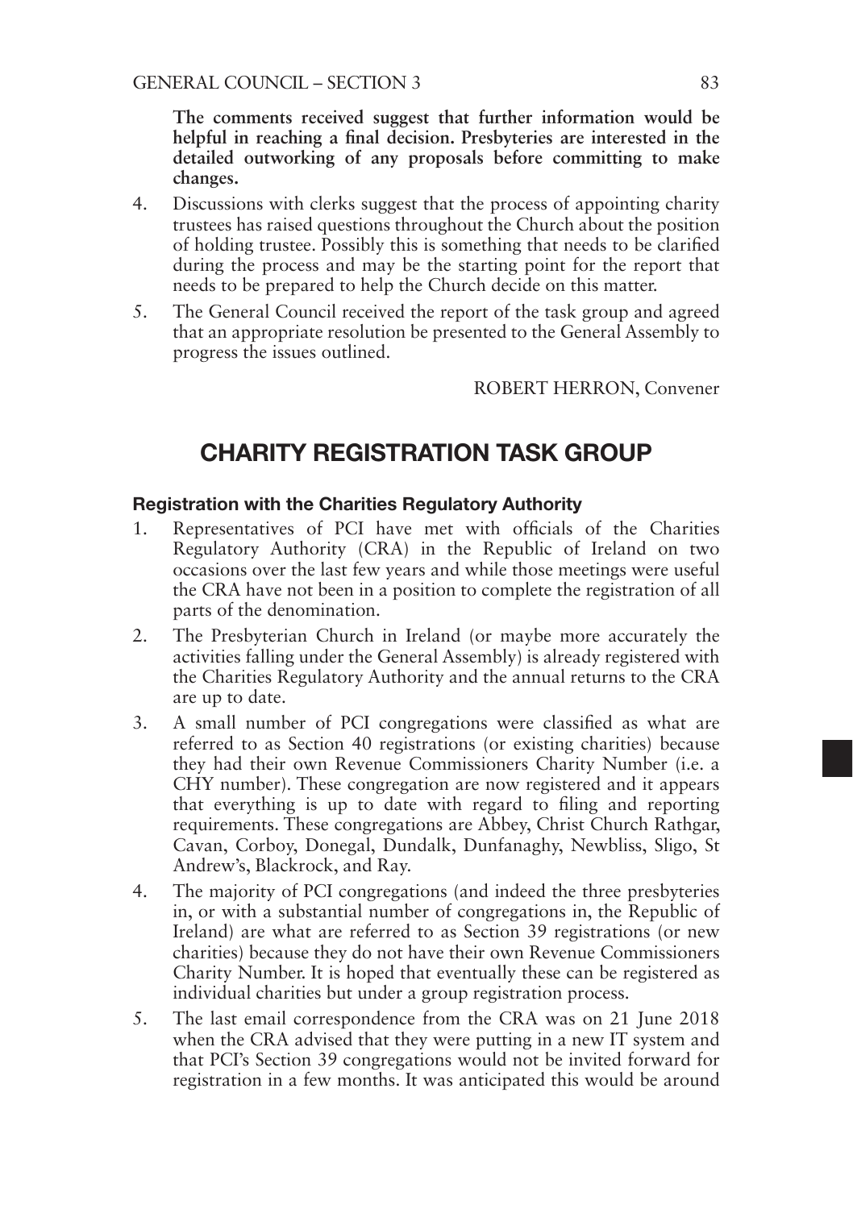**The comments received suggest that further information would be helpful in reaching a final decision. Presbyteries are interested in the detailed outworking of any proposals before committing to make changes.**

4. Discussions with clerks suggest that the process of appointing charity trustees has raised questions throughout the Church about the position of holding trustee. Possibly this is something that needs to be clarified during the process and may be the starting point for the report that needs to be prepared to help the Church decide on this matter.

5. The General Council received the report of the task group and agreed that an appropriate resolution be presented to the General Assembly to progress the issues outlined.

ROBERT HERRON, Convener

# CHARITY REGISTRATION TASK GROUP

### Registration with the Charities Regulatory Authority

1. Representatives of PCI have met with officials of the Charities Regulatory Authority (CRA) in the Republic of Ireland on two occasions over the last few years and while those meetings were useful the CRA have not been in a position to complete the registration of all parts of the denomination.

2. The Presbyterian Church in Ireland (or maybe more accurately the activities falling under the General Assembly) is already registered with the Charities Regulatory Authority and the annual returns to the CRA are up to date.

3. A small number of PCI congregations were classified as what are referred to as Section 40 registrations (or existing charities) because they had their own Revenue Commissioners Charity Number (i.e. a CHY number). These congregation are now registered and it appears that everything is up to date with regard to filing and reporting requirements. These congregations are Abbey, Christ Church Rathgar, Cavan, Corboy, Donegal, Dundalk, Dunfanaghy, Newbliss, Sligo, St Andrew's, Blackrock, and Ray.

4. The majority of PCI congregations (and indeed the three presbyteries in, or with a substantial number of congregations in, the Republic of Ireland) are what are referred to as Section 39 registrations (or new charities) because they do not have their own Revenue Commissioners Charity Number. It is hoped that eventually these can be registered as individual charities but under a group registration process.

5. The last email correspondence from the CRA was on 21 June 2018 when the CRA advised that they were putting in a new IT system and that PCI's Section 39 congregations would not be invited forward for registration in a few months. It was anticipated this would be around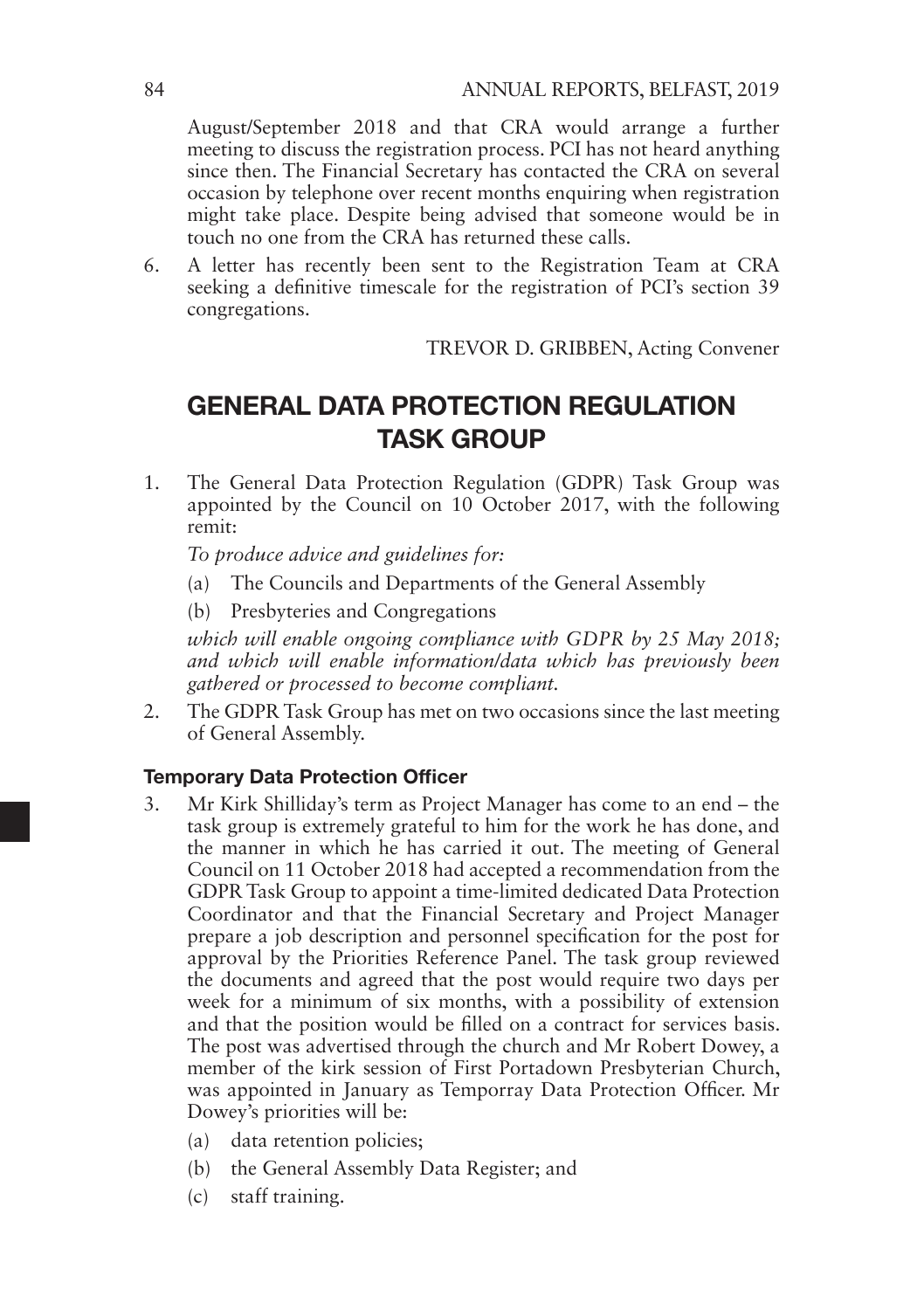August/September 2018 and that CRA would arrange a further meeting to discuss the registration process. PCI has not heard anything since then. The Financial Secretary has contacted the CRA on several occasion by telephone over recent months enquiring when registration might take place. Despite being advised that someone would be in touch no one from the CRA has returned these calls.

6. A letter has recently been sent to the Registration Team at CRA seeking a definitive timescale for the registration of PCI's section 39 congregations.

TREVOR D. GRIBBEN, Acting Convener

# GENERAL DATA PROTECTION REGULATION TASK GROUP

1. The General Data Protection Regulation (GDPR) Task Group was appointed by the Council on 10 October 2017, with the following remit:

   *To produce advice and guidelines for:*

   (a) The Councils and Departments of the General Assembly

   (b) Presbyteries and Congregations

   *which will enable ongoing compliance with GDPR by 25 May 2018; and which will enable information/data which has previously been gathered or processed to become compliant.*

2. The GDPR Task Group has met on two occasions since the last meeting of General Assembly.

### Temporary Data Protection Officer

3. Mr Kirk Shilliday's term as Project Manager has come to an end – the task group is extremely grateful to him for the work he has done, and the manner in which he has carried it out. The meeting of General Council on 11 October 2018 had accepted a recommendation from the GDPR Task Group to appoint a time-limited dedicated Data Protection Coordinator and that the Financial Secretary and Project Manager prepare a job description and personnel specification for the post for approval by the Priorities Reference Panel. The task group reviewed the documents and agreed that the post would require two days per week for a minimum of six months, with a possibility of extension and that the position would be filled on a contract for services basis. The post was advertised through the church and Mr Robert Dowey, a member of the kirk session of First Portadown Presbyterian Church, was appointed in January as Temporray Data Protection Officer. Mr Dowey's priorities will be:

   (a) data retention policies;

   (b) the General Assembly Data Register; and

   (c) staff training.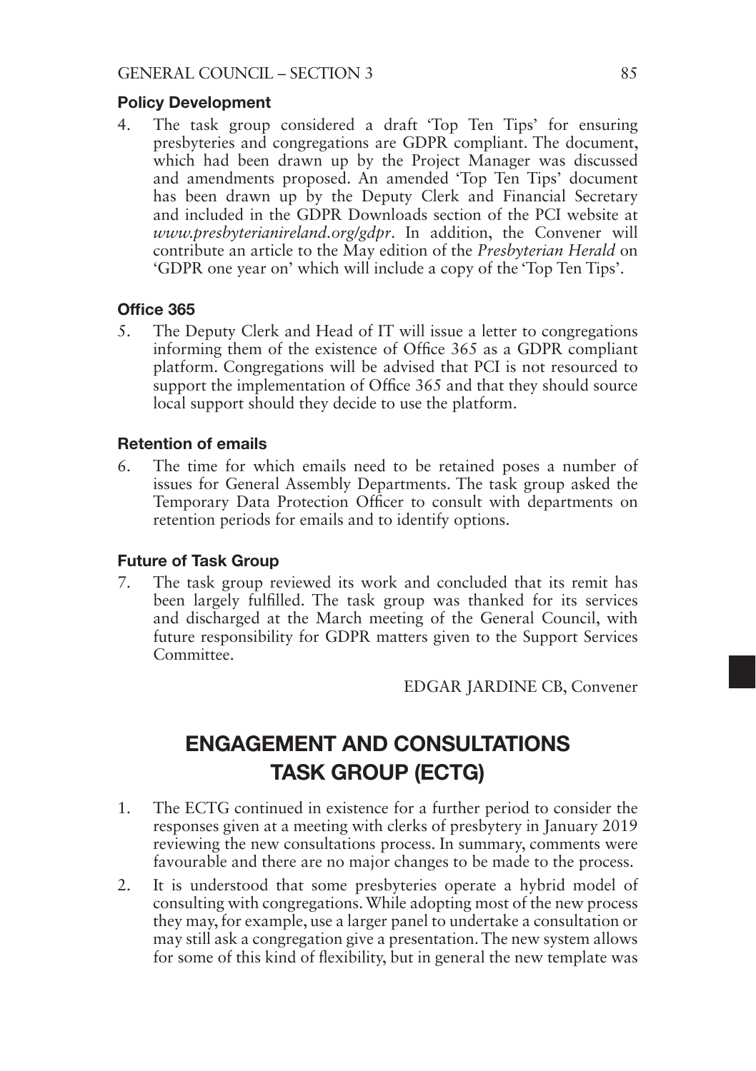### Policy Development

4. The task group considered a draft 'Top Ten Tips' for ensuring presbyteries and congregations are GDPR compliant. The document, which had been drawn up by the Project Manager was discussed and amendments proposed. An amended 'Top Ten Tips' document has been drawn up by the Deputy Clerk and Financial Secretary and included in the GDPR Downloads section of the PCI website at *www.presbyterianireland.org/gdpr*. In addition, the Convener will contribute an article to the May edition of the *Presbyterian Herald* on 'GDPR one year on' which will include a copy of the 'Top Ten Tips'.

### Office 365

5. The Deputy Clerk and Head of IT will issue a letter to congregations informing them of the existence of Office 365 as a GDPR compliant platform. Congregations will be advised that PCI is not resourced to support the implementation of Office 365 and that they should source local support should they decide to use the platform.

### Retention of emails

6. The time for which emails need to be retained poses a number of issues for General Assembly Departments. The task group asked the Temporary Data Protection Officer to consult with departments on retention periods for emails and to identify options.

### Future of Task Group

7. The task group reviewed its work and concluded that its remit has been largely fulfilled. The task group was thanked for its services and discharged at the March meeting of the General Council, with future responsibility for GDPR matters given to the Support Services Committee.

EDGAR JARDINE CB, Convener

## ENGAGEMENT AND CONSULTATIONS TASK GROUP (ECTG)

1. The ECTG continued in existence for a further period to consider the responses given at a meeting with clerks of presbytery in January 2019 reviewing the new consultations process. In summary, comments were favourable and there are no major changes to be made to the process.
2. It is understood that some presbyteries operate a hybrid model of consulting with congregations. While adopting most of the new process they may, for example, use a larger panel to undertake a consultation or may still ask a congregation give a presentation. The new system allows for some of this kind of flexibility, but in general the new template was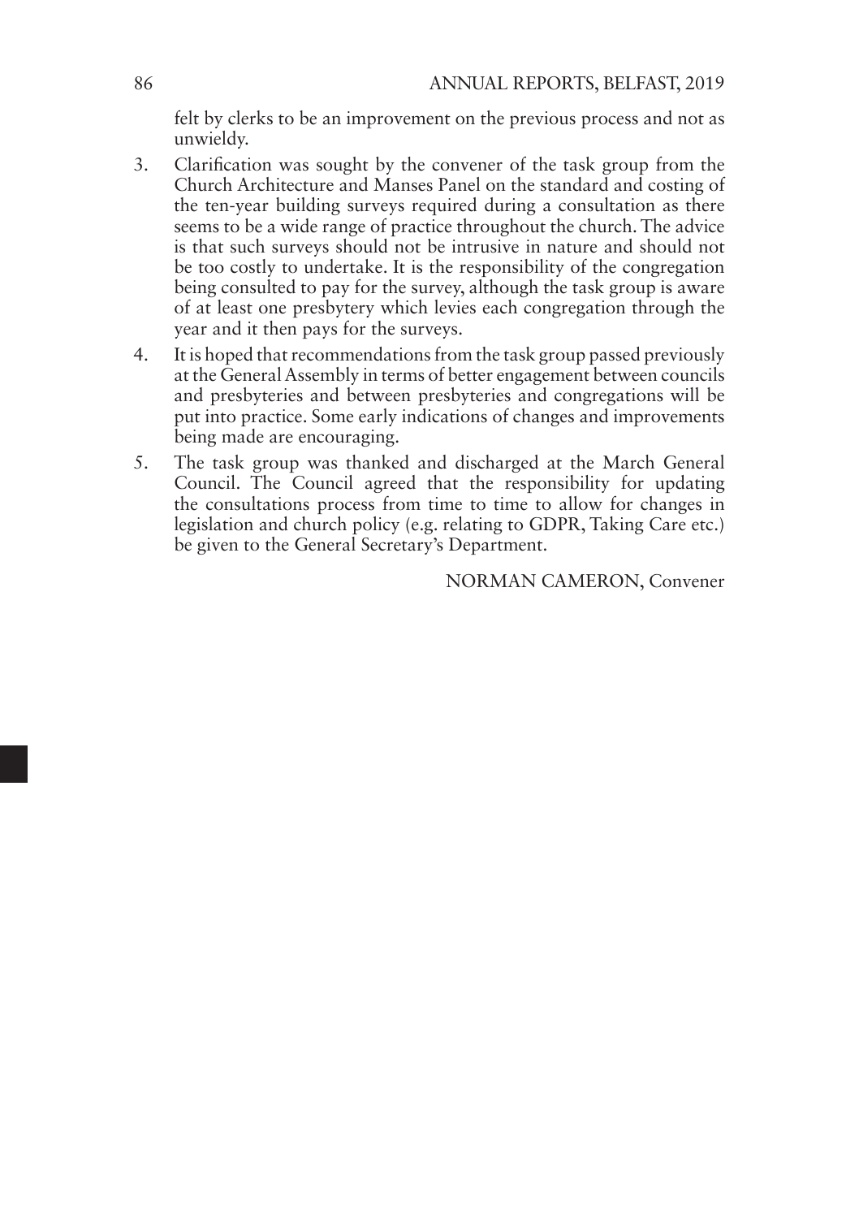felt by clerks to be an improvement on the previous process and not as unwieldy.

3. Clarification was sought by the convener of the task group from the Church Architecture and Manses Panel on the standard and costing of the ten-year building surveys required during a consultation as there seems to be a wide range of practice throughout the church. The advice is that such surveys should not be intrusive in nature and should not be too costly to undertake. It is the responsibility of the congregation being consulted to pay for the survey, although the task group is aware of at least one presbytery which levies each congregation through the year and it then pays for the surveys.
4. It is hoped that recommendations from the task group passed previously at the General Assembly in terms of better engagement between councils and presbyteries and between presbyteries and congregations will be put into practice. Some early indications of changes and improvements being made are encouraging.
5. The task group was thanked and discharged at the March General Council. The Council agreed that the responsibility for updating the consultations process from time to time to allow for changes in legislation and church policy (e.g. relating to GDPR, Taking Care etc.) be given to the General Secretary's Department.

NORMAN CAMERON, Convener